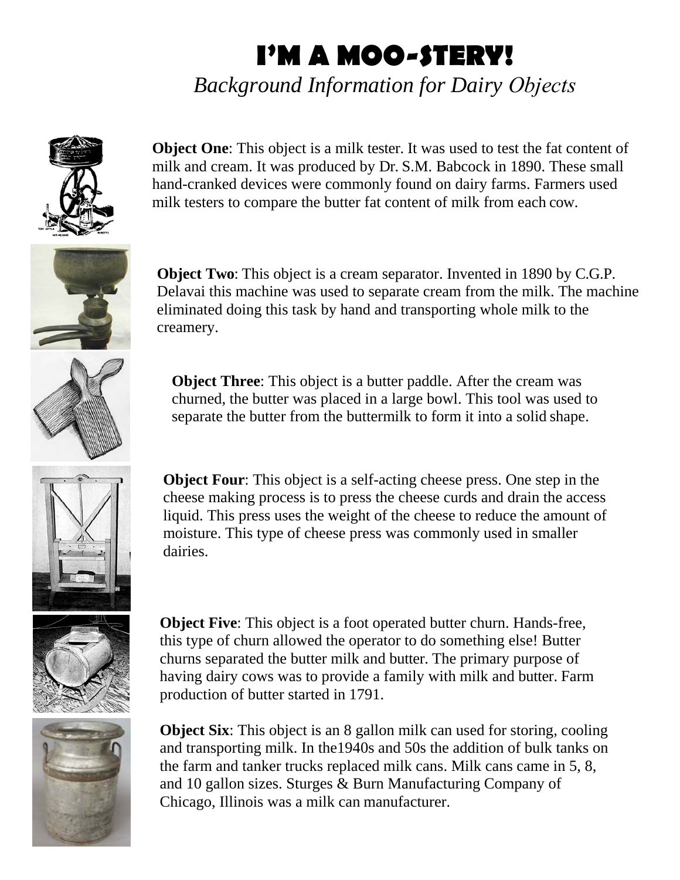# I'M A MOO-STERY!

*Background Information for Dairy Objects*

**Object One**: This object is a milk tester. It was used to test the fat content of milk and cream. It was produced by Dr. S.M. Babcock in 1890. These small hand-cranked devices were commonly found on dairy farms. Farmers used milk testers to compare the butter fat content of milk from each cow.

**Object Two**: This object is a cream separator. Invented in 1890 by C.G.P. Delavai this machine was used to separate cream from the milk. The machine eliminated doing this task by hand and transporting whole milk to the creamery.

**Object Three**: This object is a butter paddle. After the cream was churned, the butter was placed in a large bowl. This tool was used to separate the butter from the buttermilk to form it into a solid shape.

**Object Four**: This object is a self-acting cheese press. One step in the cheese making process is to press the cheese curds and drain the access liquid. This press uses the weight of the cheese to reduce the amount of moisture. This type of cheese press was commonly used in smaller dairies.

**Object Five**: This object is a foot operated butter churn. Hands-free, this type of churn allowed the operator to do something else! Butter churns separated the butter milk and butter. The primary purpose of having dairy cows was to provide a family with milk and butter. Farm production of butter started in 1791.

**Object Six**: This object is an 8 gallon milk can used for storing, cooling and transporting milk. In the1940s and 50s the addition of bulk tanks on the farm and tanker trucks replaced milk cans. Milk cans came in 5, 8, and 10 gallon sizes. Sturges & Burn Manufacturing Company of Chicago, Illinois was a milk can manufacturer.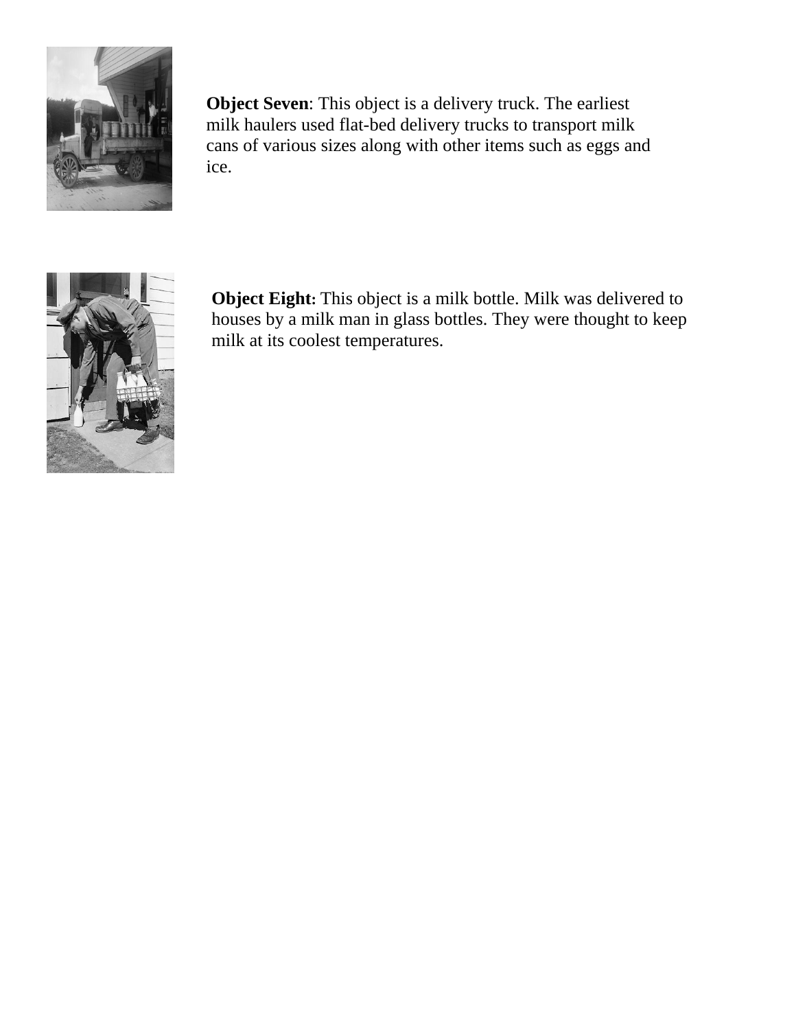**Object Seven**: This object is a delivery truck. The earliest milk haulers used flat-bed delivery trucks to transport milk cans of various sizes along with other items such as eggs and ice.

**Object Eight:** This object is a milk bottle. Milk was delivered to houses by a milk man in glass bottles. They were thought to keep milk at its coolest temperatures.